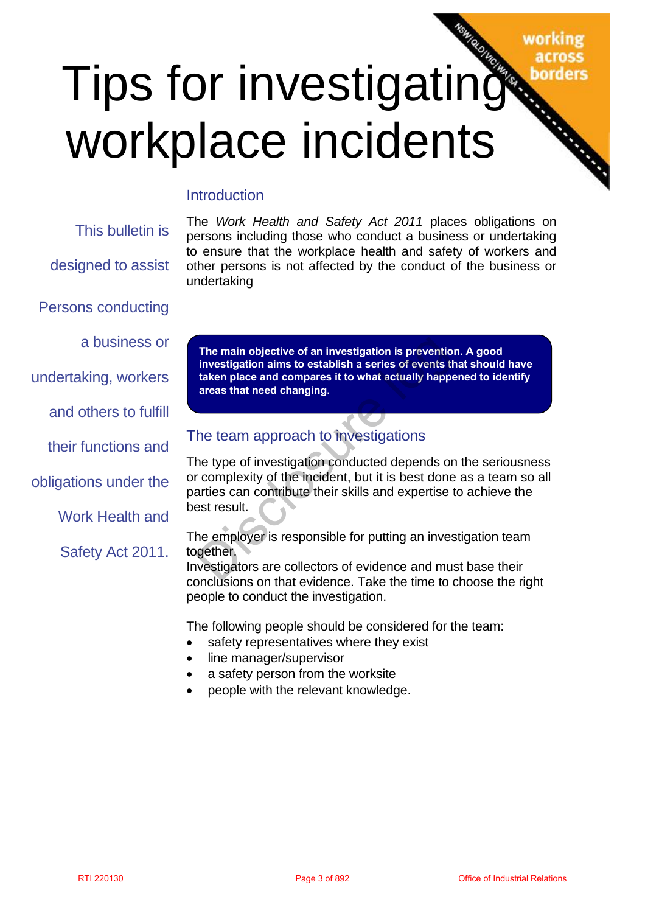# Tips for investigating workplace incidents

working across borders

NSW/QLD/VIC/WA/SA

This bulletin is designed to assist Persons conducting a business or undertaking, workers and others to fulfill their functions and obligations under the Work Health and Safety Act 2011.

## Introduction

The *Work Health and Safety Act 2011* places obligations on persons including those who conduct a business or undertaking to ensure that the workplace health and safety of workers and other persons is not affected by the conduct of the business or undertaking

**The main objective of an investigation is prevention. A good investigation aims to establish a series of events that should have taken place and compares it to what actually happened to identify areas that need changing.**

## The team approach to investigations

The type of investigation conducted depends on the seriousness or complexity of the incident, but it is best done as a team so all parties can contribute their skills and expertise to achieve the best result.

The employer is responsible for putting an investigation team together.
Investigators are collectors of evidence and must base their conclusions on that evidence. Take the time to choose the right people to conduct the investigation.

The following people should be considered for the team:

- safety representatives where they exist
- line manager/supervisor
- a safety person from the worksite
- people with the relevant knowledge.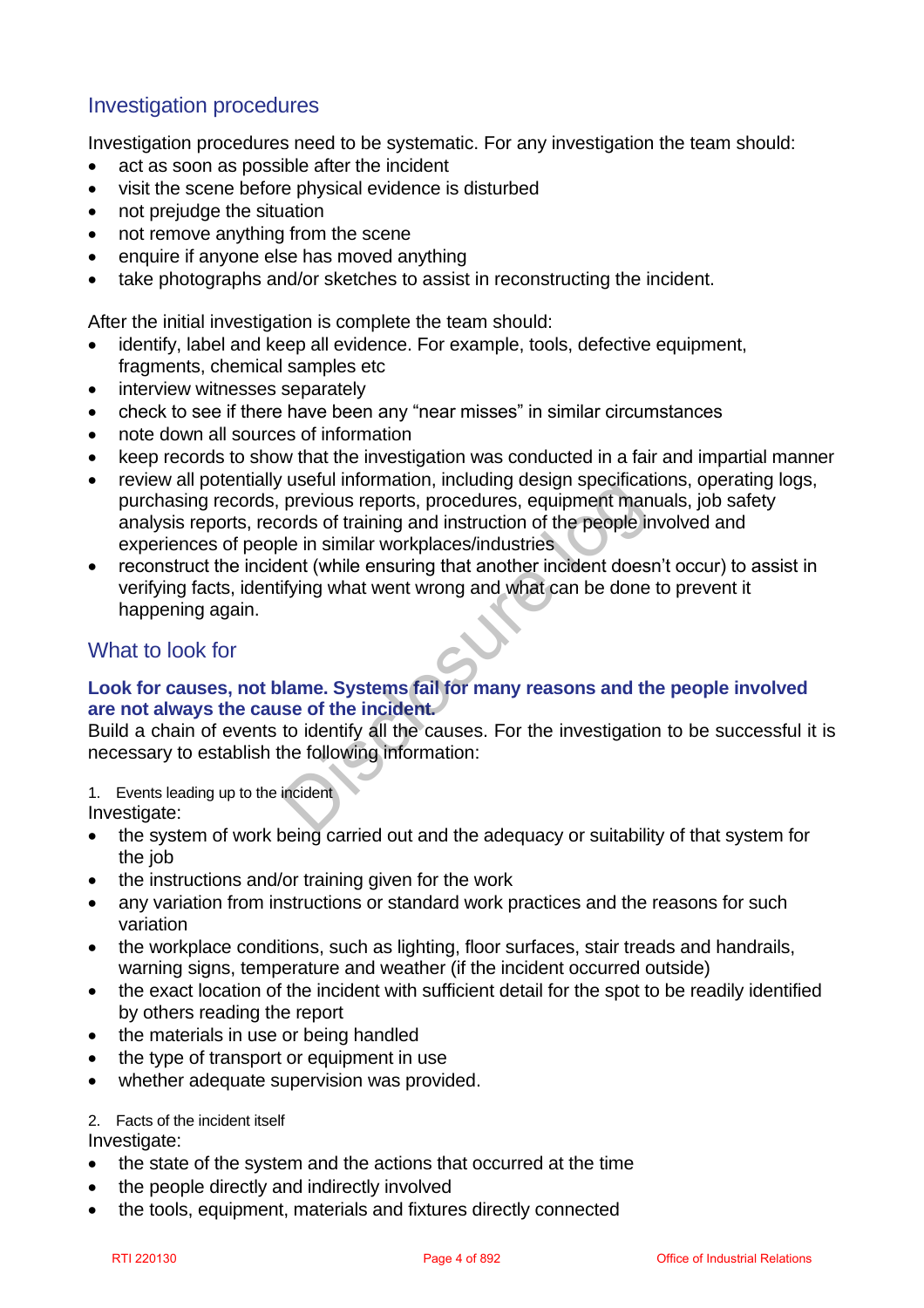## Investigation procedures

Investigation procedures need to be systematic. For any investigation the team should:

- act as soon as possible after the incident
- visit the scene before physical evidence is disturbed
- not prejudge the situation
- not remove anything from the scene
- enquire if anyone else has moved anything
- take photographs and/or sketches to assist in reconstructing the incident.

After the initial investigation is complete the team should:

- identify, label and keep all evidence. For example, tools, defective equipment, fragments, chemical samples etc
- interview witnesses separately
- check to see if there have been any "near misses" in similar circumstances
- note down all sources of information
- keep records to show that the investigation was conducted in a fair and impartial manner
- review all potentially useful information, including design specifications, operating logs, purchasing records, previous reports, procedures, equipment manuals, job safety analysis reports, records of training and instruction of the people involved and experiences of people in similar workplaces/industries
- reconstruct the incident (while ensuring that another incident doesn't occur) to assist in verifying facts, identifying what went wrong and what can be done to prevent it happening again.

## What to look for

**Look for causes, not blame. Systems fail for many reasons and the people involved are not always the cause of the incident.**

Build a chain of events to identify all the causes. For the investigation to be successful it is necessary to establish the following information:

1. Events leading up to the incident

Investigate:

- the system of work being carried out and the adequacy or suitability of that system for the job
- the instructions and/or training given for the work
- any variation from instructions or standard work practices and the reasons for such variation
- the workplace conditions, such as lighting, floor surfaces, stair treads and handrails, warning signs, temperature and weather (if the incident occurred outside)
- the exact location of the incident with sufficient detail for the spot to be readily identified by others reading the report
- the materials in use or being handled
- the type of transport or equipment in use
- whether adequate supervision was provided.

2. Facts of the incident itself

Investigate:

- the state of the system and the actions that occurred at the time
- the people directly and indirectly involved
- the tools, equipment, materials and fixtures directly connected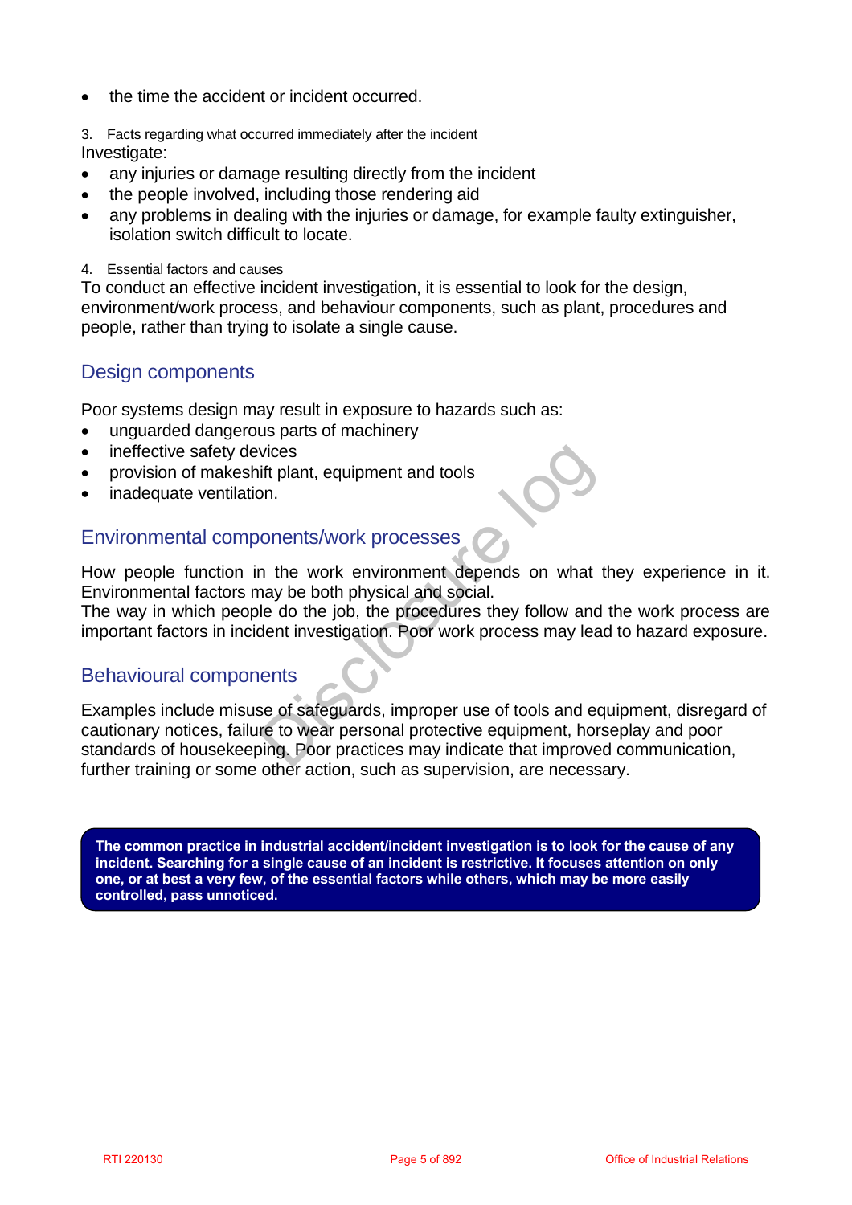- the time the accident or incident occurred.

3. Facts regarding what occurred immediately after the incident

Investigate:

- any injuries or damage resulting directly from the incident
- the people involved, including those rendering aid
- any problems in dealing with the injuries or damage, for example faulty extinguisher, isolation switch difficult to locate.

4. Essential factors and causes

To conduct an effective incident investigation, it is essential to look for the design, environment/work process, and behaviour components, such as plant, procedures and people, rather than trying to isolate a single cause.

## Design components

Poor systems design may result in exposure to hazards such as:

- unguarded dangerous parts of machinery
- ineffective safety devices
- provision of makeshift plant, equipment and tools
- inadequate ventilation.

## Environmental components/work processes

How people function in the work environment depends on what they experience in it. Environmental factors may be both physical and social.
The way in which people do the job, the procedures they follow and the work process are important factors in incident investigation. Poor work process may lead to hazard exposure.

## Behavioural components

Examples include misuse of safeguards, improper use of tools and equipment, disregard of cautionary notices, failure to wear personal protective equipment, horseplay and poor standards of housekeeping. Poor practices may indicate that improved communication, further training or some other action, such as supervision, are necessary.

**The common practice in industrial accident/incident investigation is to look for the cause of any incident. Searching for a single cause of an incident is restrictive. It focuses attention on only one, or at best a very few, of the essential factors while others, which may be more easily controlled, pass unnoticed.**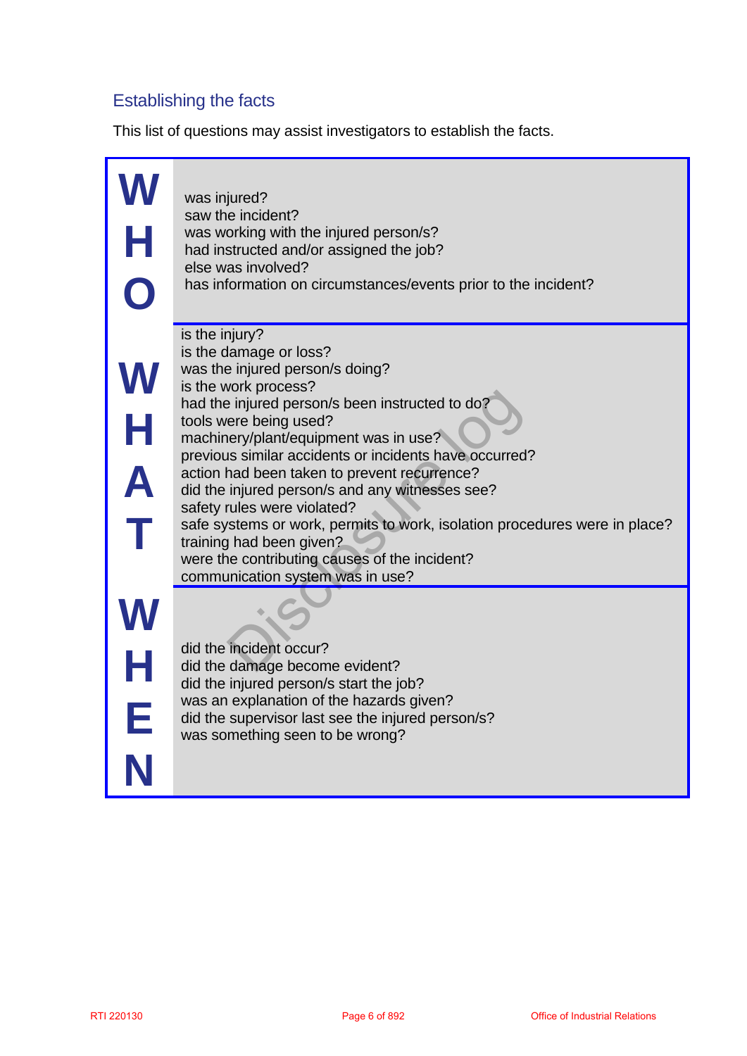## Establishing the facts

This list of questions may assist investigators to establish the facts.

| | |
|---|---|
| **WHO** | was injured?<br>saw the incident?<br>was working with the injured person/s?<br>had instructed and/or assigned the job?<br>else was involved?<br>has information on circumstances/events prior to the incident? |
| **WHAT** | is the injury?<br>is the damage or loss?<br>was the injured person/s doing?<br>is the work process?<br>had the injured person/s been instructed to do?<br>tools were being used?<br>machinery/plant/equipment was in use?<br>previous similar accidents or incidents have occurred?<br>action had been taken to prevent recurrence?<br>did the injured person/s and any witnesses see?<br>safety rules were violated?<br>safe systems or work, permits to work, isolation procedures were in place?<br>training had been given?<br>were the contributing causes of the incident?<br>communication system was in use? |
| **WHEN** | did the incident occur?<br>did the damage become evident?<br>did the injured person/s start the job?<br>was an explanation of the hazards given?<br>did the supervisor last see the injured person/s?<br>was something seen to be wrong? |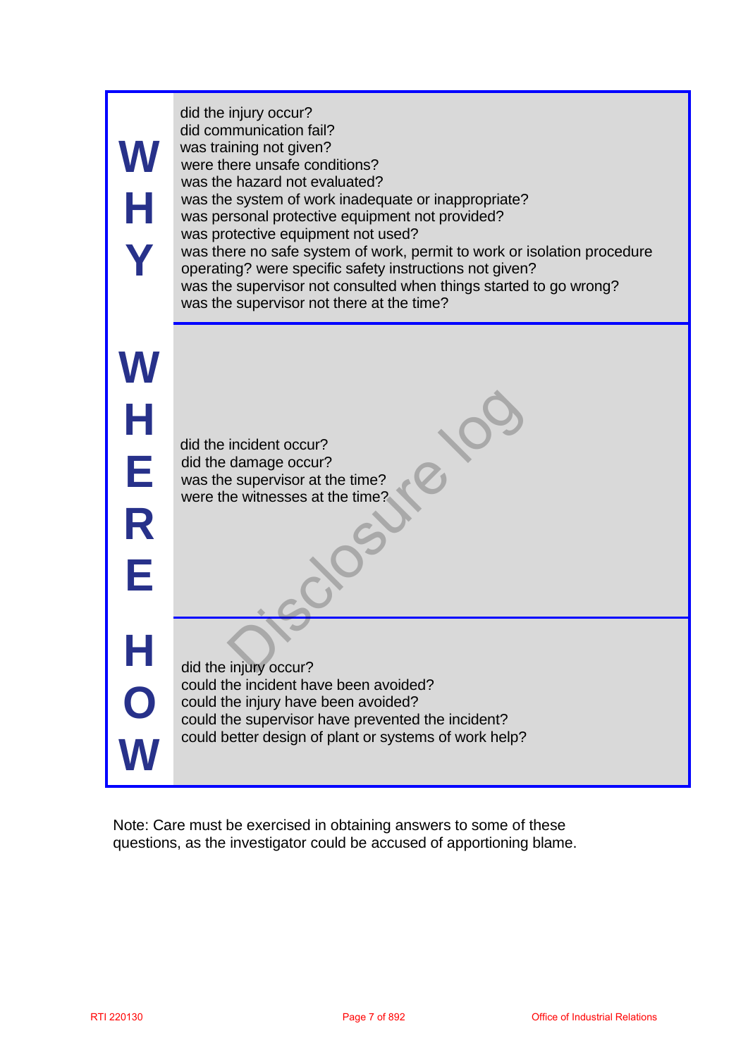| | |
|---|---|
| **WHY** | did the injury occur?<br>did communication fail?<br>was training not given?<br>were there unsafe conditions?<br>was the hazard not evaluated?<br>was the system of work inadequate or inappropriate?<br>was personal protective equipment not provided?<br>was protective equipment not used?<br>was there no safe system of work, permit to work or isolation procedure operating? were specific safety instructions not given?<br>was the supervisor not consulted when things started to go wrong?<br>was the supervisor not there at the time? |
| **WHERE** | did the incident occur?<br>did the damage occur?<br>was the supervisor at the time?<br>were the witnesses at the time? |
| **HOW** | did the injury occur?<br>could the incident have been avoided?<br>could the injury have been avoided?<br>could the supervisor have prevented the incident?<br>could better design of plant or systems of work help? |

Note: Care must be exercised in obtaining answers to some of these questions, as the investigator could be accused of apportioning blame.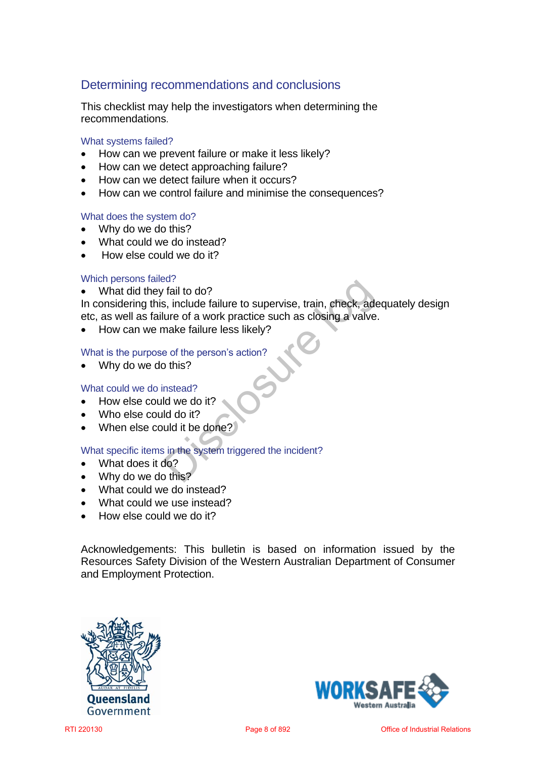## Determining recommendations and conclusions

This checklist may help the investigators when determining the recommendations.

### What systems failed?

- How can we prevent failure or make it less likely?
- How can we detect approaching failure?
- How can we detect failure when it occurs?
- How can we control failure and minimise the consequences?

### What does the system do?

- Why do we do this?
- What could we do instead?
- How else could we do it?

### Which persons failed?

- What did they fail to do?

In considering this, include failure to supervise, train, check, adequately design etc, as well as failure of a work practice such as closing a valve.

- How can we make failure less likely?

### What is the purpose of the person's action?

- Why do we do this?

### What could we do instead?

- How else could we do it?
- Who else could do it?
- When else could it be done?

### What specific items in the system triggered the incident?

- What does it do?
- Why do we do this?
- What could we do instead?
- What could we use instead?
- How else could we do it?

Acknowledgements: This bulletin is based on information issued by the Resources Safety Division of the Western Australian Department of Consumer and Employment Protection.